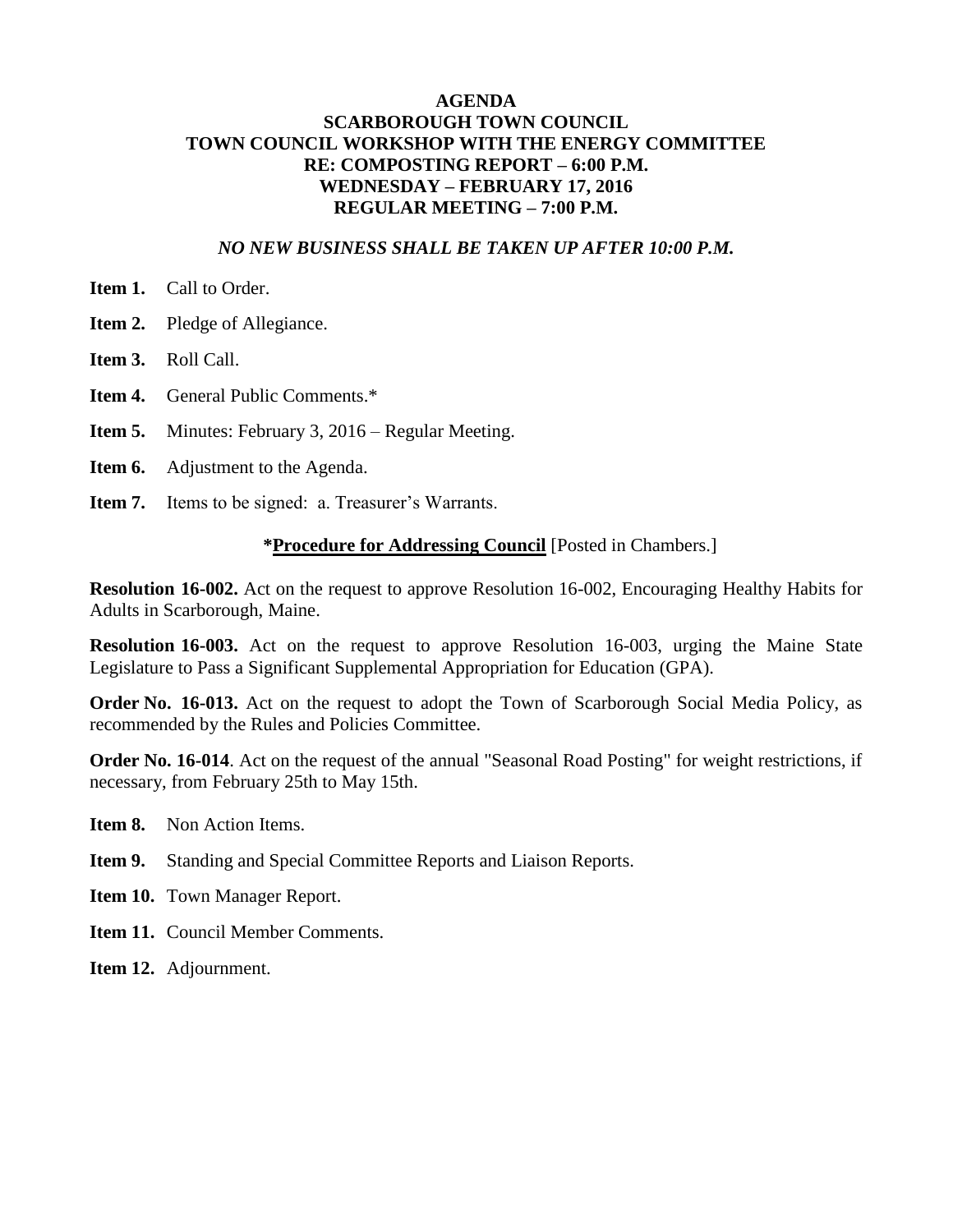# AGENDA
# SCARBOROUGH TOWN COUNCIL
## TOWN COUNCIL WORKSHOP WITH THE ENERGY COMMITTEE
## RE: COMPOSTING REPORT – 6:00 P.M.
## WEDNESDAY – FEBRUARY 17, 2016
## REGULAR MEETING – 7:00 P.M.

***NO NEW BUSINESS SHALL BE TAKEN UP AFTER 10:00 P.M.***

**Item 1.** Call to Order.

**Item 2.** Pledge of Allegiance.

**Item 3.** Roll Call.

**Item 4.** General Public Comments.*

**Item 5.** Minutes: February 3, 2016 – Regular Meeting.

**Item 6.** Adjustment to the Agenda.

**Item 7.** Items to be signed: a. Treasurer's Warrants.

**\*Procedure for Addressing Council** [Posted in Chambers.]

**Resolution 16-002.** Act on the request to approve Resolution 16-002, Encouraging Healthy Habits for Adults in Scarborough, Maine.

**Resolution 16-003.** Act on the request to approve Resolution 16-003, urging the Maine State Legislature to Pass a Significant Supplemental Appropriation for Education (GPA).

**Order No. 16-013.** Act on the request to adopt the Town of Scarborough Social Media Policy, as recommended by the Rules and Policies Committee.

**Order No. 16-014**. Act on the request of the annual "Seasonal Road Posting" for weight restrictions, if necessary, from February 25th to May 15th.

**Item 8.** Non Action Items.

**Item 9.** Standing and Special Committee Reports and Liaison Reports.

**Item 10.** Town Manager Report.

**Item 11.** Council Member Comments.

**Item 12.** Adjournment.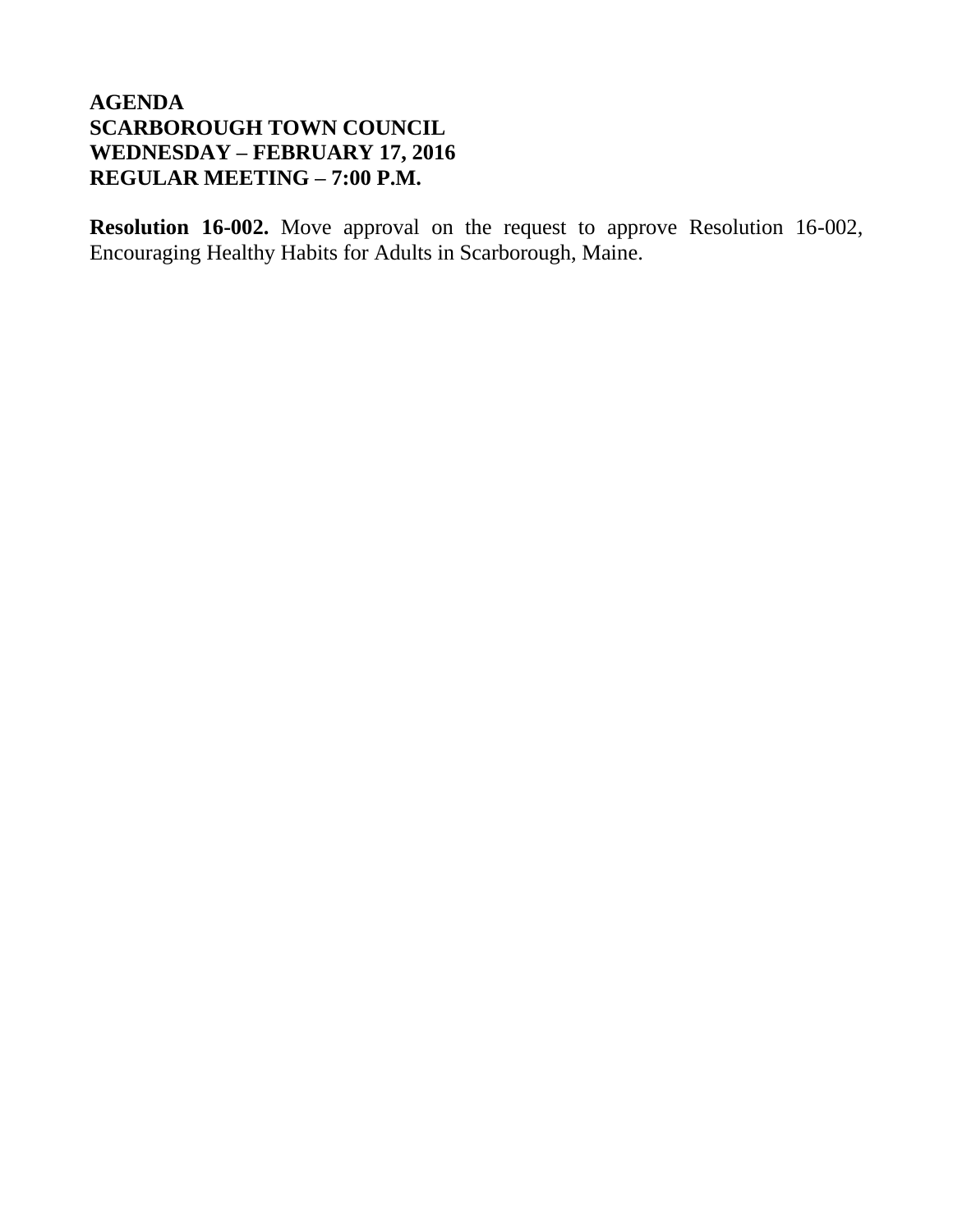**AGENDA**
**SCARBOROUGH TOWN COUNCIL**
**WEDNESDAY – FEBRUARY 17, 2016**
**REGULAR MEETING – 7:00 P.M.**

**Resolution 16-002.** Move approval on the request to approve Resolution 16-002, Encouraging Healthy Habits for Adults in Scarborough, Maine.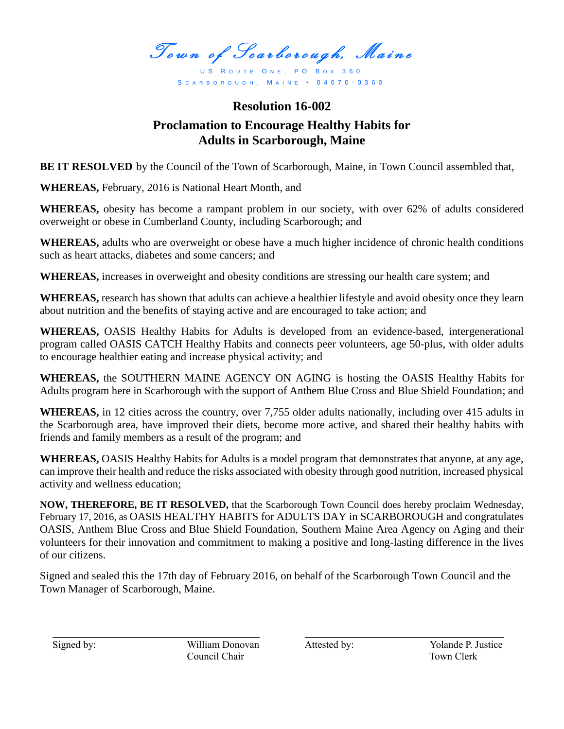*Town of Scarborough, Maine*

US Route One, PO Box 360
Scarborough, Maine • 04070-0360

## Resolution 16-002

## Proclamation to Encourage Healthy Habits for Adults in Scarborough, Maine

**BE IT RESOLVED** by the Council of the Town of Scarborough, Maine, in Town Council assembled that,

**WHEREAS,** February, 2016 is National Heart Month, and

**WHEREAS,** obesity has become a rampant problem in our society, with over 62% of adults considered overweight or obese in Cumberland County, including Scarborough; and

**WHEREAS,** adults who are overweight or obese have a much higher incidence of chronic health conditions such as heart attacks, diabetes and some cancers; and

**WHEREAS,** increases in overweight and obesity conditions are stressing our health care system; and

**WHEREAS,** research has shown that adults can achieve a healthier lifestyle and avoid obesity once they learn about nutrition and the benefits of staying active and are encouraged to take action; and

**WHEREAS,** OASIS Healthy Habits for Adults is developed from an evidence-based, intergenerational program called OASIS CATCH Healthy Habits and connects peer volunteers, age 50-plus, with older adults to encourage healthier eating and increase physical activity; and

**WHEREAS,** the SOUTHERN MAINE AGENCY ON AGING is hosting the OASIS Healthy Habits for Adults program here in Scarborough with the support of Anthem Blue Cross and Blue Shield Foundation; and

**WHEREAS,** in 12 cities across the country, over 7,755 older adults nationally, including over 415 adults in the Scarborough area, have improved their diets, become more active, and shared their healthy habits with friends and family members as a result of the program; and

**WHEREAS,** OASIS Healthy Habits for Adults is a model program that demonstrates that anyone, at any age, can improve their health and reduce the risks associated with obesity through good nutrition, increased physical activity and wellness education;

**NOW, THEREFORE, BE IT RESOLVED,** that the Scarborough Town Council does hereby proclaim Wednesday, February 17, 2016, as OASIS HEALTHY HABITS for ADULTS DAY in SCARBOROUGH and congratulates OASIS, Anthem Blue Cross and Blue Shield Foundation, Southern Maine Area Agency on Aging and their volunteers for their innovation and commitment to making a positive and long-lasting difference in the lives of our citizens.

Signed and sealed this the 17th day of February 2016, on behalf of the Scarborough Town Council and the Town Manager of Scarborough, Maine.

Signed by: ______________________ William Donovan, Council Chair

Attested by: ______________________ Yolande P. Justice, Town Clerk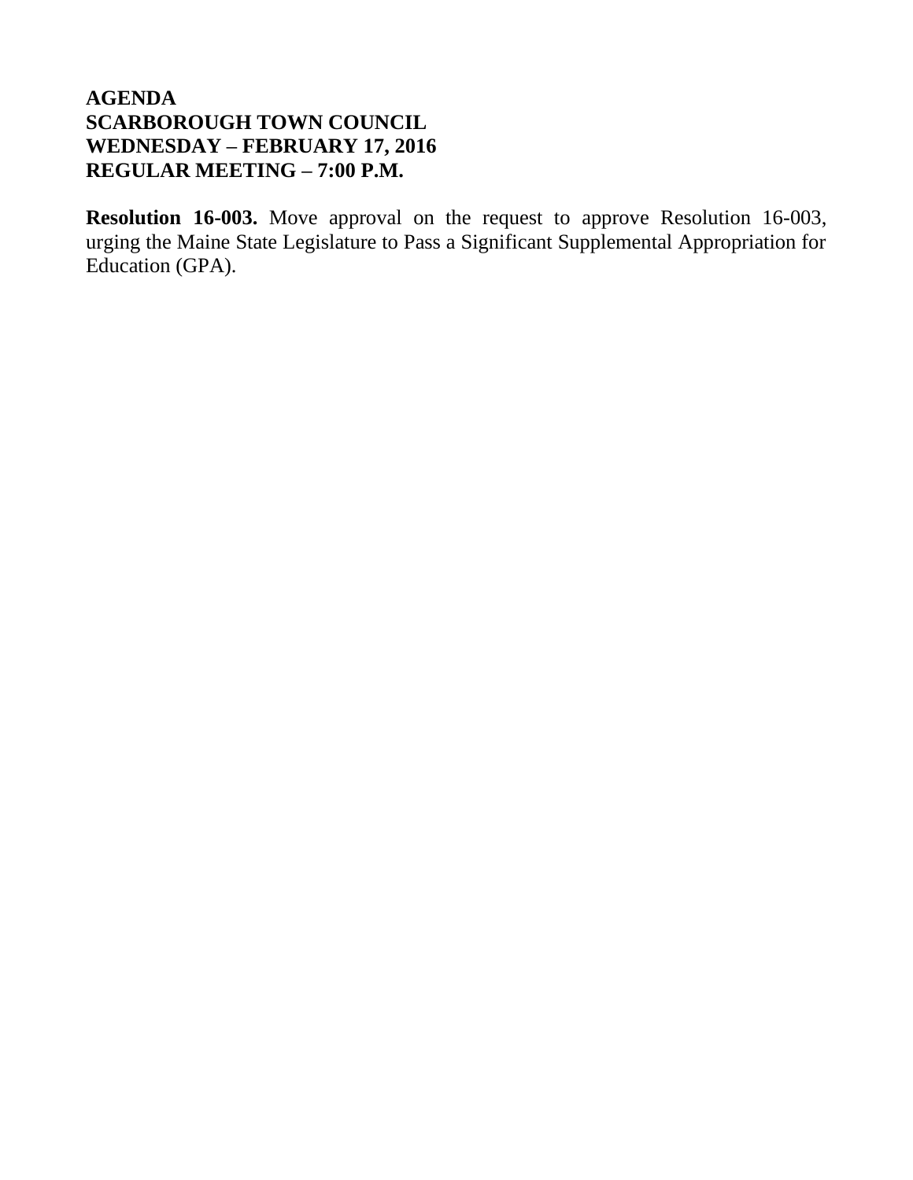**AGENDA**
**SCARBOROUGH TOWN COUNCIL**
**WEDNESDAY – FEBRUARY 17, 2016**
**REGULAR MEETING – 7:00 P.M.**

**Resolution 16-003.** Move approval on the request to approve Resolution 16-003, urging the Maine State Legislature to Pass a Significant Supplemental Appropriation for Education (GPA).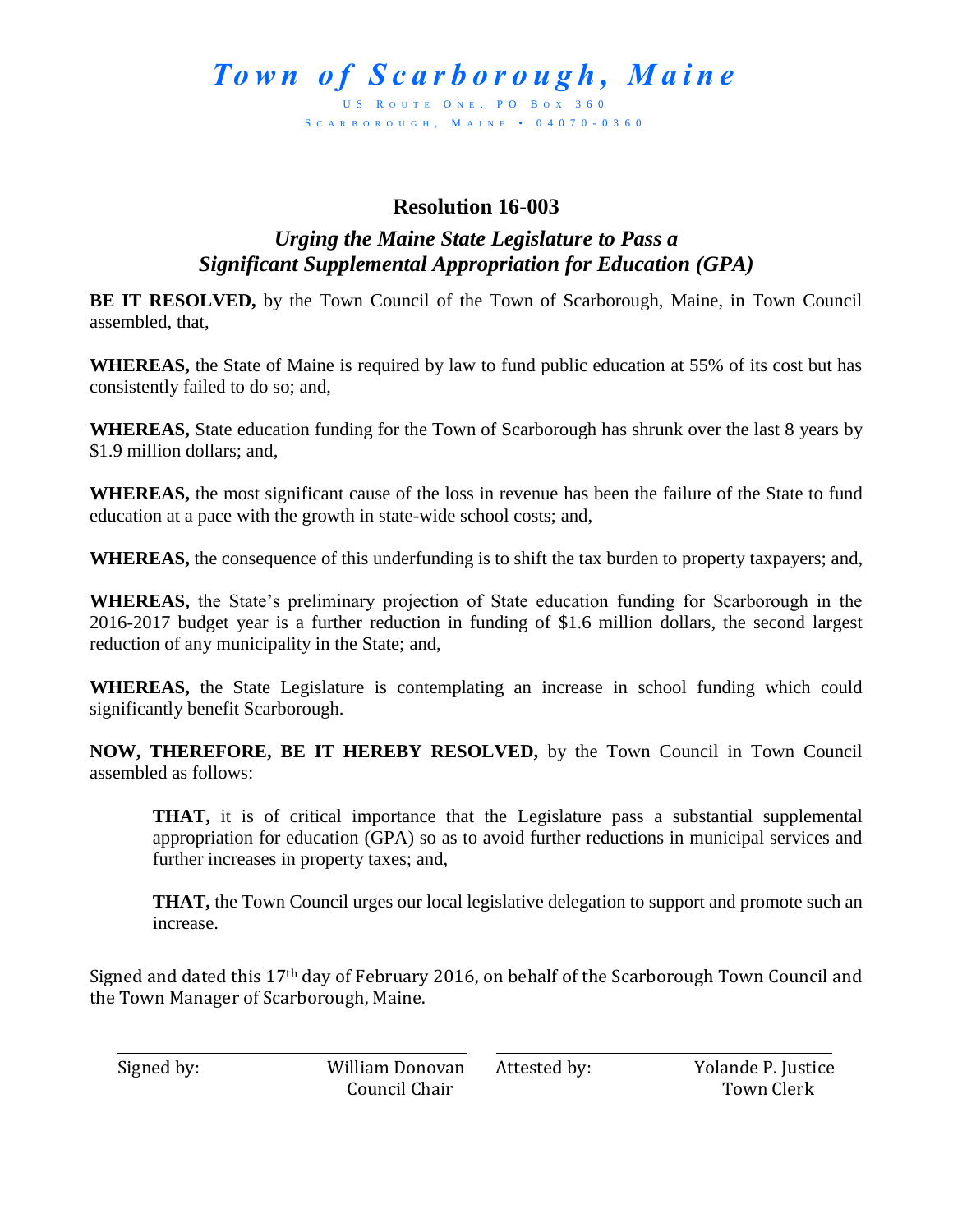# *Town of Scarborough, Maine*

US Route One, PO Box 360
Scarborough, Maine • 04070-0360

## Resolution 16-003

### *Urging the Maine State Legislature to Pass a Significant Supplemental Appropriation for Education (GPA)*

**BE IT RESOLVED,** by the Town Council of the Town of Scarborough, Maine, in Town Council assembled, that,

**WHEREAS,** the State of Maine is required by law to fund public education at 55% of its cost but has consistently failed to do so; and,

**WHEREAS,** State education funding for the Town of Scarborough has shrunk over the last 8 years by $1.9 million dollars; and,

**WHEREAS,** the most significant cause of the loss in revenue has been the failure of the State to fund education at a pace with the growth in state-wide school costs; and,

**WHEREAS,** the consequence of this underfunding is to shift the tax burden to property taxpayers; and,

**WHEREAS,** the State's preliminary projection of State education funding for Scarborough in the 2016-2017 budget year is a further reduction in funding of $1.6 million dollars, the second largest reduction of any municipality in the State; and,

**WHEREAS,** the State Legislature is contemplating an increase in school funding which could significantly benefit Scarborough.

**NOW, THEREFORE, BE IT HEREBY RESOLVED,** by the Town Council in Town Council assembled as follows:

> **THAT,** it is of critical importance that the Legislature pass a substantial supplemental appropriation for education (GPA) so as to avoid further reductions in municipal services and further increases in property taxes; and,
>
> **THAT,** the Town Council urges our local legislative delegation to support and promote such an increase.

Signed and dated this 17th day of February 2016, on behalf of the Scarborough Town Council and the Town Manager of Scarborough, Maine.

| | |
|---|---|
| Signed by: William Donovan, Council Chair | Attested by: Yolande P. Justice, Town Clerk |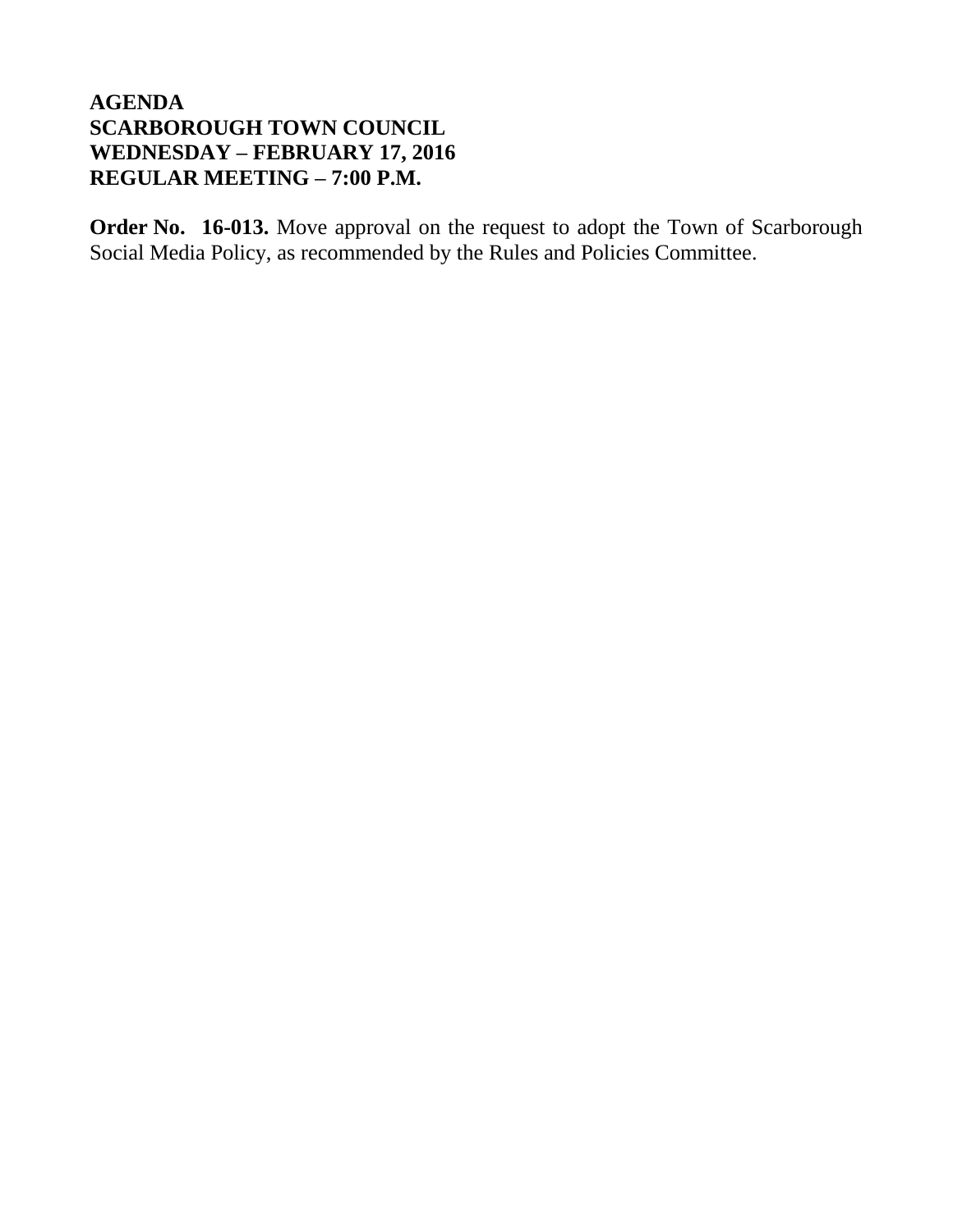**AGENDA**
**SCARBOROUGH TOWN COUNCIL**
**WEDNESDAY – FEBRUARY 17, 2016**
**REGULAR MEETING – 7:00 P.M.**

**Order No. 16-013.** Move approval on the request to adopt the Town of Scarborough Social Media Policy, as recommended by the Rules and Policies Committee.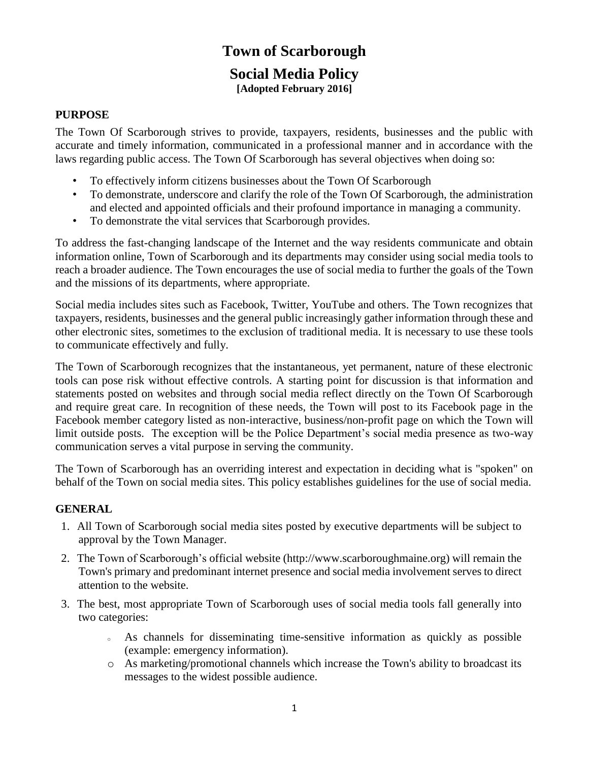# Town of Scarborough

## Social Media Policy

**[Adopted February 2016]**

### PURPOSE

The Town Of Scarborough strives to provide, taxpayers, residents, businesses and the public with accurate and timely information, communicated in a professional manner and in accordance with the laws regarding public access. The Town Of Scarborough has several objectives when doing so:

- To effectively inform citizens businesses about the Town Of Scarborough
- To demonstrate, underscore and clarify the role of the Town Of Scarborough, the administration and elected and appointed officials and their profound importance in managing a community.
- To demonstrate the vital services that Scarborough provides.

To address the fast-changing landscape of the Internet and the way residents communicate and obtain information online, Town of Scarborough and its departments may consider using social media tools to reach a broader audience. The Town encourages the use of social media to further the goals of the Town and the missions of its departments, where appropriate.

Social media includes sites such as Facebook, Twitter, YouTube and others. The Town recognizes that taxpayers, residents, businesses and the general public increasingly gather information through these and other electronic sites, sometimes to the exclusion of traditional media. It is necessary to use these tools to communicate effectively and fully.

The Town of Scarborough recognizes that the instantaneous, yet permanent, nature of these electronic tools can pose risk without effective controls. A starting point for discussion is that information and statements posted on websites and through social media reflect directly on the Town Of Scarborough and require great care. In recognition of these needs, the Town will post to its Facebook page in the Facebook member category listed as non-interactive, business/non-profit page on which the Town will limit outside posts. The exception will be the Police Department's social media presence as two-way communication serves a vital purpose in serving the community.

The Town of Scarborough has an overriding interest and expectation in deciding what is "spoken" on behalf of the Town on social media sites. This policy establishes guidelines for the use of social media.

### GENERAL

1. All Town of Scarborough social media sites posted by executive departments will be subject to approval by the Town Manager.
2. The Town of Scarborough's official website (http://www.scarboroughmaine.org) will remain the Town's primary and predominant internet presence and social media involvement serves to direct attention to the website.
3. The best, most appropriate Town of Scarborough uses of social media tools fall generally into two categories:
   - As channels for disseminating time-sensitive information as quickly as possible (example: emergency information).
   - As marketing/promotional channels which increase the Town's ability to broadcast its messages to the widest possible audience.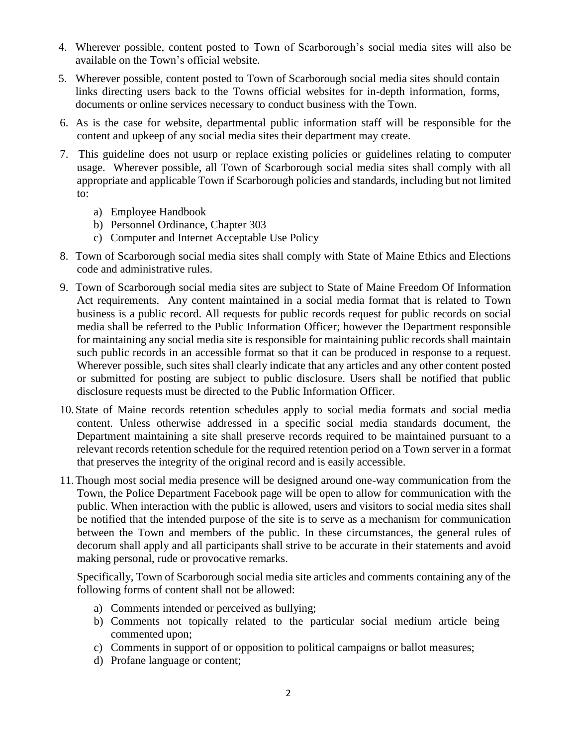4. Wherever possible, content posted to Town of Scarborough's social media sites will also be available on the Town's official website.
5. Wherever possible, content posted to Town of Scarborough social media sites should contain links directing users back to the Towns official websites for in-depth information, forms, documents or online services necessary to conduct business with the Town.
6. As is the case for website, departmental public information staff will be responsible for the content and upkeep of any social media sites their department may create.
7. This guideline does not usurp or replace existing policies or guidelines relating to computer usage. Wherever possible, all Town of Scarborough social media sites shall comply with all appropriate and applicable Town if Scarborough policies and standards, including but not limited to:
   a) Employee Handbook
   b) Personnel Ordinance, Chapter 303
   c) Computer and Internet Acceptable Use Policy
8. Town of Scarborough social media sites shall comply with State of Maine Ethics and Elections code and administrative rules.
9. Town of Scarborough social media sites are subject to State of Maine Freedom Of Information Act requirements. Any content maintained in a social media format that is related to Town business is a public record. All requests for public records request for public records on social media shall be referred to the Public Information Officer; however the Department responsible for maintaining any social media site is responsible for maintaining public records shall maintain such public records in an accessible format so that it can be produced in response to a request. Wherever possible, such sites shall clearly indicate that any articles and any other content posted or submitted for posting are subject to public disclosure. Users shall be notified that public disclosure requests must be directed to the Public Information Officer.
10. State of Maine records retention schedules apply to social media formats and social media content. Unless otherwise addressed in a specific social media standards document, the Department maintaining a site shall preserve records required to be maintained pursuant to a relevant records retention schedule for the required retention period on a Town server in a format that preserves the integrity of the original record and is easily accessible.
11. Though most social media presence will be designed around one-way communication from the Town, the Police Department Facebook page will be open to allow for communication with the public. When interaction with the public is allowed, users and visitors to social media sites shall be notified that the intended purpose of the site is to serve as a mechanism for communication between the Town and members of the public. In these circumstances, the general rules of decorum shall apply and all participants shall strive to be accurate in their statements and avoid making personal, rude or provocative remarks.

   Specifically, Town of Scarborough social media site articles and comments containing any of the following forms of content shall not be allowed:

   a) Comments intended or perceived as bullying;
   b) Comments not topically related to the particular social medium article being commented upon;
   c) Comments in support of or opposition to political campaigns or ballot measures;
   d) Profane language or content;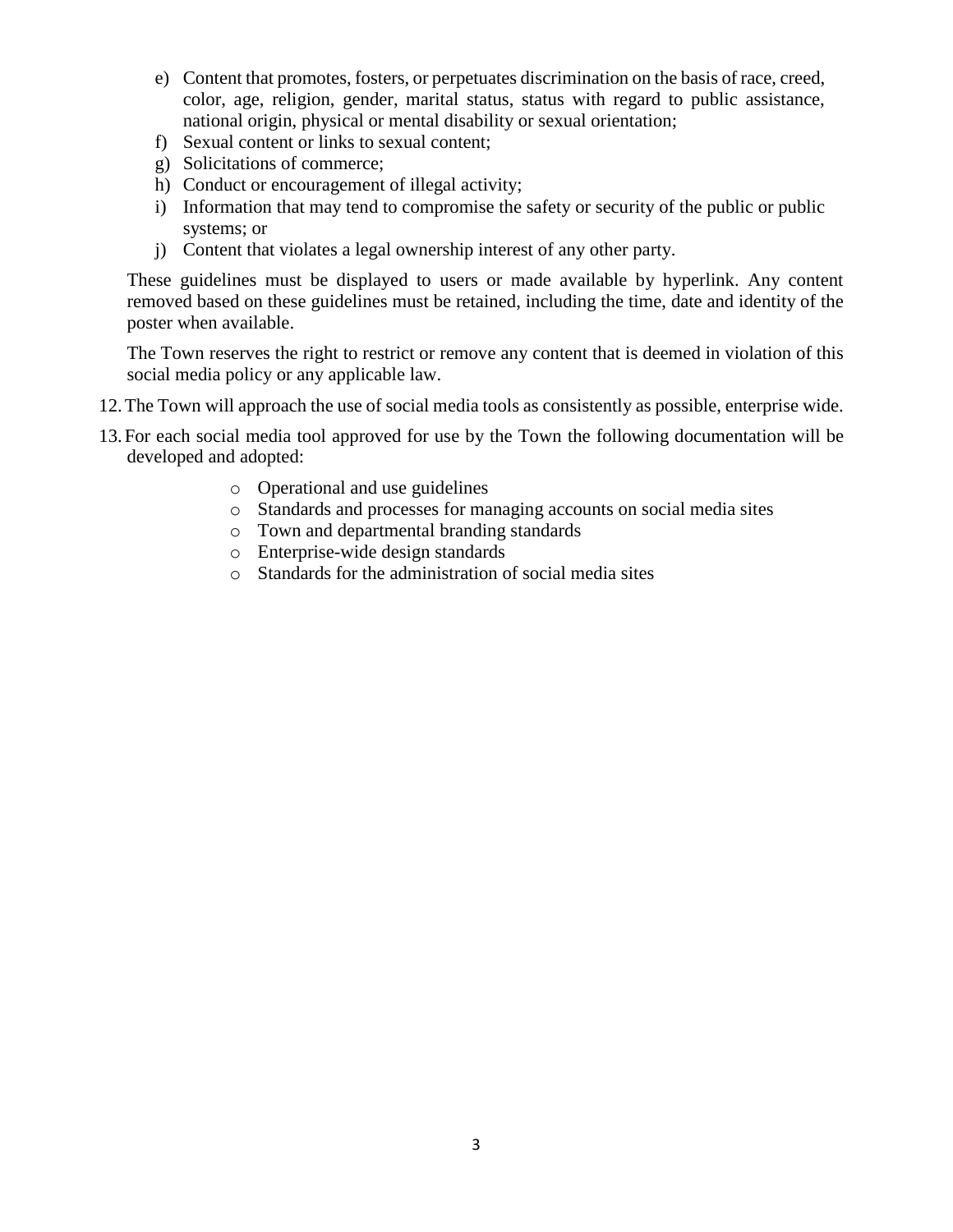e) Content that promotes, fosters, or perpetuates discrimination on the basis of race, creed, color, age, religion, gender, marital status, status with regard to public assistance, national origin, physical or mental disability or sexual orientation;
f) Sexual content or links to sexual content;
g) Solicitations of commerce;
h) Conduct or encouragement of illegal activity;
i) Information that may tend to compromise the safety or security of the public or public systems; or
j) Content that violates a legal ownership interest of any other party.

These guidelines must be displayed to users or made available by hyperlink. Any content removed based on these guidelines must be retained, including the time, date and identity of the poster when available.

The Town reserves the right to restrict or remove any content that is deemed in violation of this social media policy or any applicable law.

12. The Town will approach the use of social media tools as consistently as possible, enterprise wide.

13. For each social media tool approved for use by the Town the following documentation will be developed and adopted:

    - Operational and use guidelines
    - Standards and processes for managing accounts on social media sites
    - Town and departmental branding standards
    - Enterprise-wide design standards
    - Standards for the administration of social media sites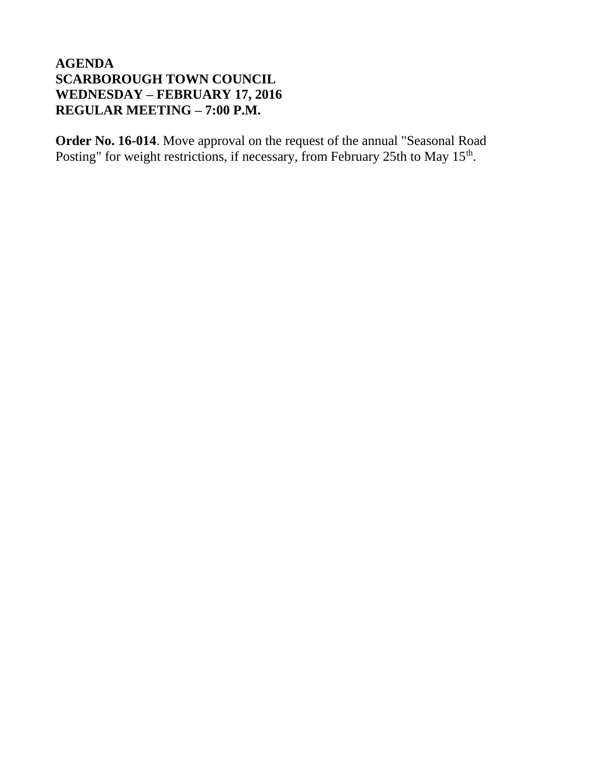**AGENDA**
**SCARBOROUGH TOWN COUNCIL**
**WEDNESDAY – FEBRUARY 17, 2016**
**REGULAR MEETING – 7:00 P.M.**

**Order No. 16-014**. Move approval on the request of the annual "Seasonal Road Posting" for weight restrictions, if necessary, from February 25th to May 15th.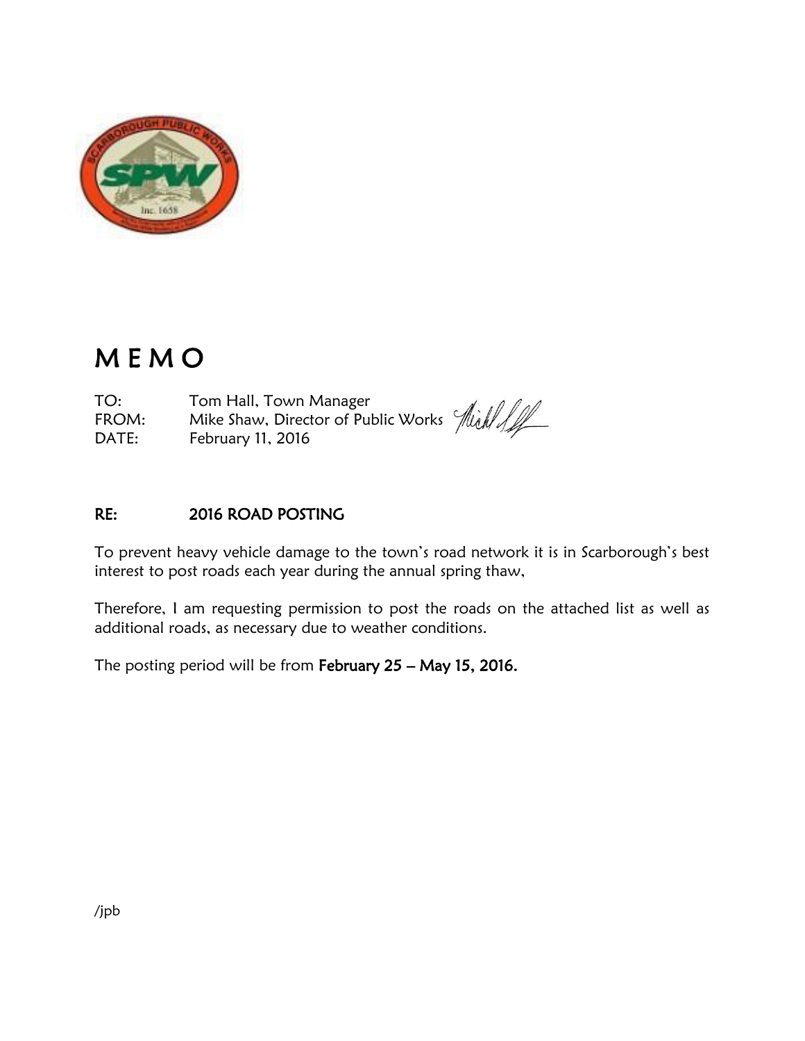# M E M O

TO: Tom Hall, Town Manager
FROM: Mike Shaw, Director of Public Works
DATE: February 11, 2016

**RE: 2016 ROAD POSTING**

To prevent heavy vehicle damage to the town's road network it is in Scarborough's best interest to post roads each year during the annual spring thaw,

Therefore, I am requesting permission to post the roads on the attached list as well as additional roads, as necessary due to weather conditions.

The posting period will be from **February 25 – May 15, 2016.**

/jpb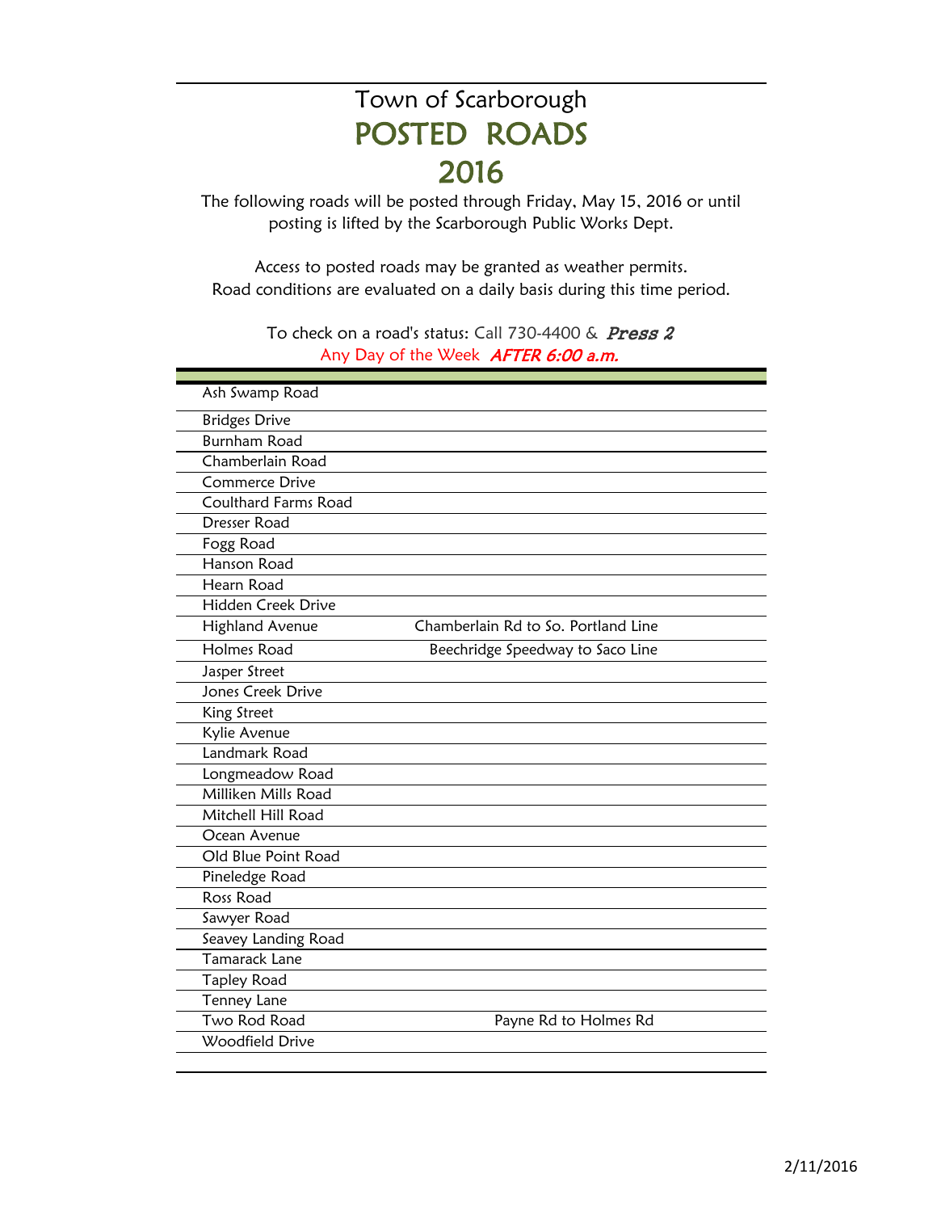# Town of Scarborough

# POSTED ROADS

# 2016

The following roads will be posted through Friday, May 15, 2016 or until posting is lifted by the Scarborough Public Works Dept.

Access to posted roads may be granted as weather permits.
Road conditions are evaluated on a daily basis during this time period.

To check on a road's status: Call 730-4400 & ***Press 2***
Any Day of the Week ***AFTER 6:00 a.m.***

| | |
|---|---|
| Ash Swamp Road | |
| Bridges Drive | |
| Burnham Road | |
| Chamberlain Road | |
| Commerce Drive | |
| Coulthard Farms Road | |
| Dresser Road | |
| Fogg Road | |
| Hanson Road | |
| Hearn Road | |
| Hidden Creek Drive | |
| Highland Avenue | Chamberlain Rd to So. Portland Line |
| Holmes Road | Beechridge Speedway to Saco Line |
| Jasper Street | |
| Jones Creek Drive | |
| King Street | |
| Kylie Avenue | |
| Landmark Road | |
| Longmeadow Road | |
| Milliken Mills Road | |
| Mitchell Hill Road | |
| Ocean Avenue | |
| Old Blue Point Road | |
| Pineledge Road | |
| Ross Road | |
| Sawyer Road | |
| Seavey Landing Road | |
| Tamarack Lane | |
| Tapley Road | |
| Tenney Lane | |
| Two Rod Road | Payne Rd to Holmes Rd |
| Woodfield Drive | |

2/11/2016